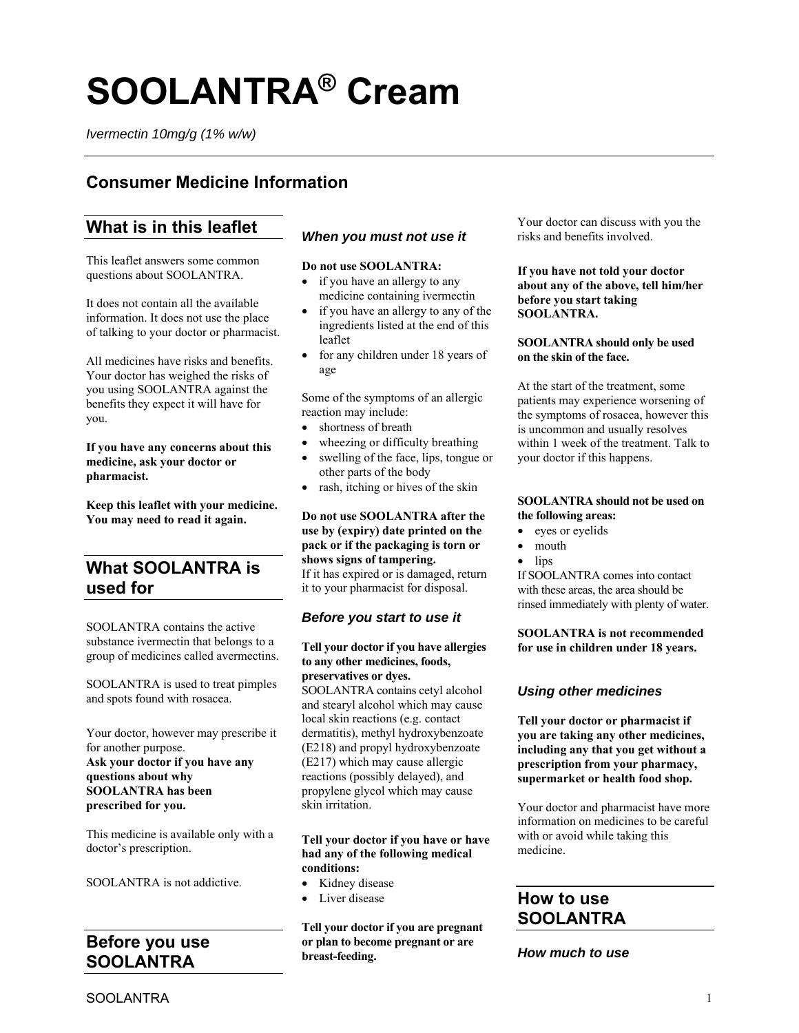# SOOLANTRA® Cream

*Ivermectin 10mg/g (1% w/w)*

## Consumer Medicine Information

## What is in this leaflet

This leaflet answers some common questions about SOOLANTRA.

It does not contain all the available information. It does not use the place of talking to your doctor or pharmacist.

All medicines have risks and benefits. Your doctor has weighed the risks of you using SOOLANTRA against the benefits they expect it will have for you.

**If you have any concerns about this medicine, ask your doctor or pharmacist.**

**Keep this leaflet with your medicine. You may need to read it again.**

## What SOOLANTRA is used for

SOOLANTRA contains the active substance ivermectin that belongs to a group of medicines called avermectins.

SOOLANTRA is used to treat pimples and spots found with rosacea.

Your doctor, however may prescribe it for another purpose.
**Ask your doctor if you have any questions about why SOOLANTRA has been prescribed for you.**

This medicine is available only with a doctor's prescription.

SOOLANTRA is not addictive.

## Before you use SOOLANTRA

### *When you must not use it*

**Do not use SOOLANTRA:**

- if you have an allergy to any medicine containing ivermectin
- if you have an allergy to any of the ingredients listed at the end of this leaflet
- for any children under 18 years of age

Some of the symptoms of an allergic reaction may include:

- shortness of breath
- wheezing or difficulty breathing
- swelling of the face, lips, tongue or other parts of the body
- rash, itching or hives of the skin

**Do not use SOOLANTRA after the use by (expiry) date printed on the pack or if the packaging is torn or shows signs of tampering.**
If it has expired or is damaged, return it to your pharmacist for disposal.

### *Before you start to use it*

**Tell your doctor if you have allergies to any other medicines, foods, preservatives or dyes.**
SOOLANTRA contains cetyl alcohol and stearyl alcohol which may cause local skin reactions (e.g. contact dermatitis), methyl hydroxybenzoate (E218) and propyl hydroxybenzoate (E217) which may cause allergic reactions (possibly delayed), and propylene glycol which may cause skin irritation.

**Tell your doctor if you have or have had any of the following medical conditions:**

- Kidney disease
- Liver disease

**Tell your doctor if you are pregnant or plan to become pregnant or are breast-feeding.**

Your doctor can discuss with you the risks and benefits involved.

**If you have not told your doctor about any of the above, tell him/her before you start taking SOOLANTRA.**

**SOOLANTRA should only be used on the skin of the face.**

At the start of the treatment, some patients may experience worsening of the symptoms of rosacea, however this is uncommon and usually resolves within 1 week of the treatment. Talk to your doctor if this happens.

**SOOLANTRA should not be used on the following areas:**

- eyes or eyelids
- mouth
- lips

If SOOLANTRA comes into contact with these areas, the area should be rinsed immediately with plenty of water.

**SOOLANTRA is not recommended for use in children under 18 years.**

### *Using other medicines*

**Tell your doctor or pharmacist if you are taking any other medicines, including any that you get without a prescription from your pharmacy, supermarket or health food shop.**

Your doctor and pharmacist have more information on medicines to be careful with or avoid while taking this medicine.

## How to use SOOLANTRA

### *How much to use*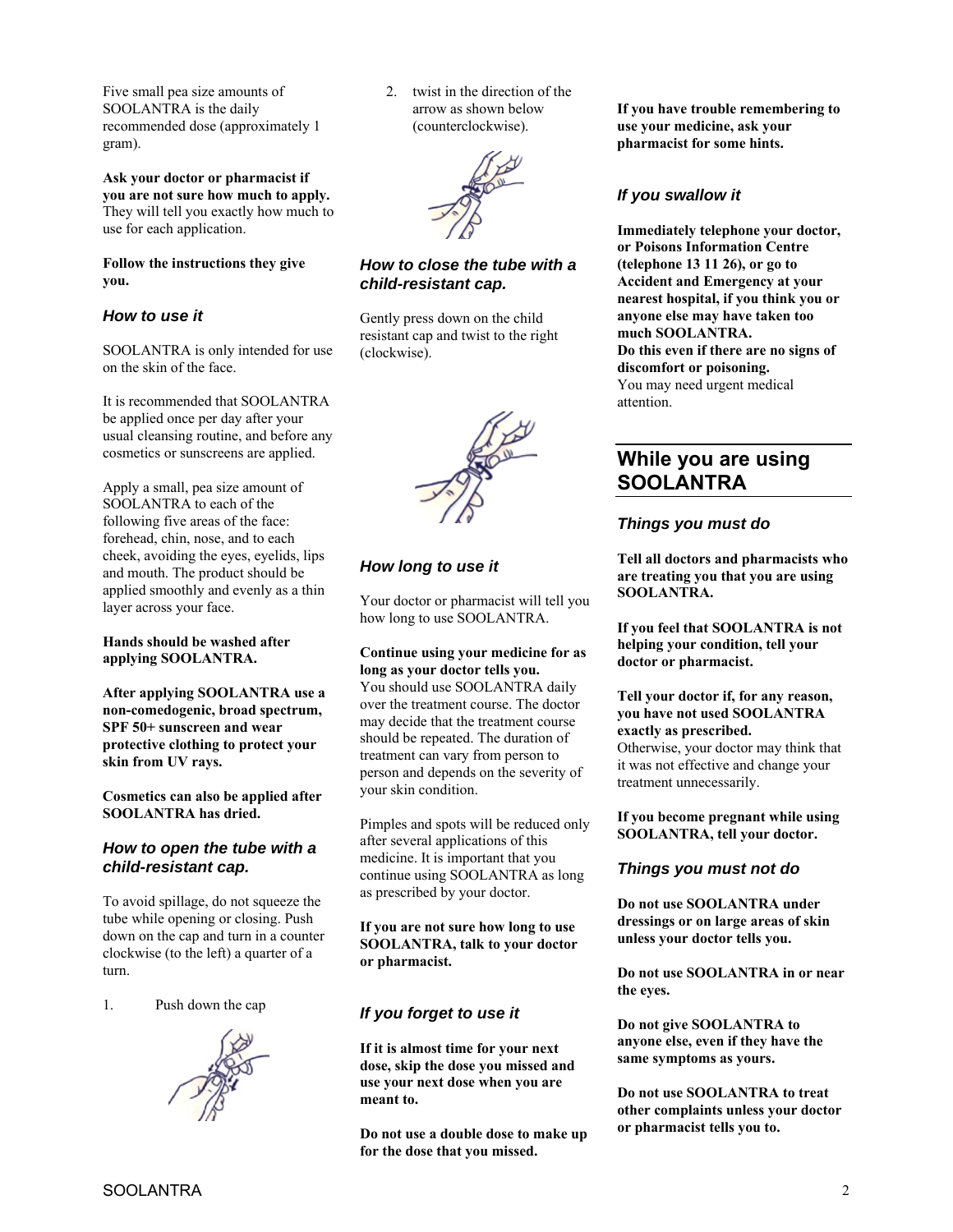Five small pea size amounts of SOOLANTRA is the daily recommended dose (approximately 1 gram).

**Ask your doctor or pharmacist if you are not sure how much to apply.** They will tell you exactly how much to use for each application.

**Follow the instructions they give you.**

### *How to use it*

SOOLANTRA is only intended for use on the skin of the face.

It is recommended that SOOLANTRA be applied once per day after your usual cleansing routine, and before any cosmetics or sunscreens are applied.

Apply a small, pea size amount of SOOLANTRA to each of the following five areas of the face: forehead, chin, nose, and to each cheek, avoiding the eyes, eyelids, lips and mouth. The product should be applied smoothly and evenly as a thin layer across your face.

**Hands should be washed after applying SOOLANTRA.**

**After applying SOOLANTRA use a non-comedogenic, broad spectrum, SPF 50+ sunscreen and wear protective clothing to protect your skin from UV rays.**

**Cosmetics can also be applied after SOOLANTRA has dried.**

### *How to open the tube with a child-resistant cap.*

To avoid spillage, do not squeeze the tube while opening or closing. Push down on the cap and turn in a counter clockwise (to the left) a quarter of a turn.

1. Push down the cap
2. twist in the direction of the arrow as shown below (counterclockwise).

### *How to close the tube with a child-resistant cap.*

Gently press down on the child resistant cap and twist to the right (clockwise).

### *How long to use it*

Your doctor or pharmacist will tell you how long to use SOOLANTRA.

**Continue using your medicine for as long as your doctor tells you.**
You should use SOOLANTRA daily over the treatment course. The doctor may decide that the treatment course should be repeated. The duration of treatment can vary from person to person and depends on the severity of your skin condition.

Pimples and spots will be reduced only after several applications of this medicine. It is important that you continue using SOOLANTRA as long as prescribed by your doctor.

**If you are not sure how long to use SOOLANTRA, talk to your doctor or pharmacist.**

### *If you forget to use it*

**If it is almost time for your next dose, skip the dose you missed and use your next dose when you are meant to.**

**Do not use a double dose to make up for the dose that you missed.**

**If you have trouble remembering to use your medicine, ask your pharmacist for some hints.**

### *If you swallow it*

**Immediately telephone your doctor, or Poisons Information Centre (telephone 13 11 26), or go to Accident and Emergency at your nearest hospital, if you think you or anyone else may have taken too much SOOLANTRA.**
**Do this even if there are no signs of discomfort or poisoning.**
You may need urgent medical attention.

## While you are using SOOLANTRA

### *Things you must do*

**Tell all doctors and pharmacists who are treating you that you are using SOOLANTRA.**

**If you feel that SOOLANTRA is not helping your condition, tell your doctor or pharmacist.**

**Tell your doctor if, for any reason, you have not used SOOLANTRA exactly as prescribed.**
Otherwise, your doctor may think that it was not effective and change your treatment unnecessarily.

**If you become pregnant while using SOOLANTRA, tell your doctor.**

### *Things you must not do*

**Do not use SOOLANTRA under dressings or on large areas of skin unless your doctor tells you.**

**Do not use SOOLANTRA in or near the eyes.**

**Do not give SOOLANTRA to anyone else, even if they have the same symptoms as yours.**

**Do not use SOOLANTRA to treat other complaints unless your doctor or pharmacist tells you to.**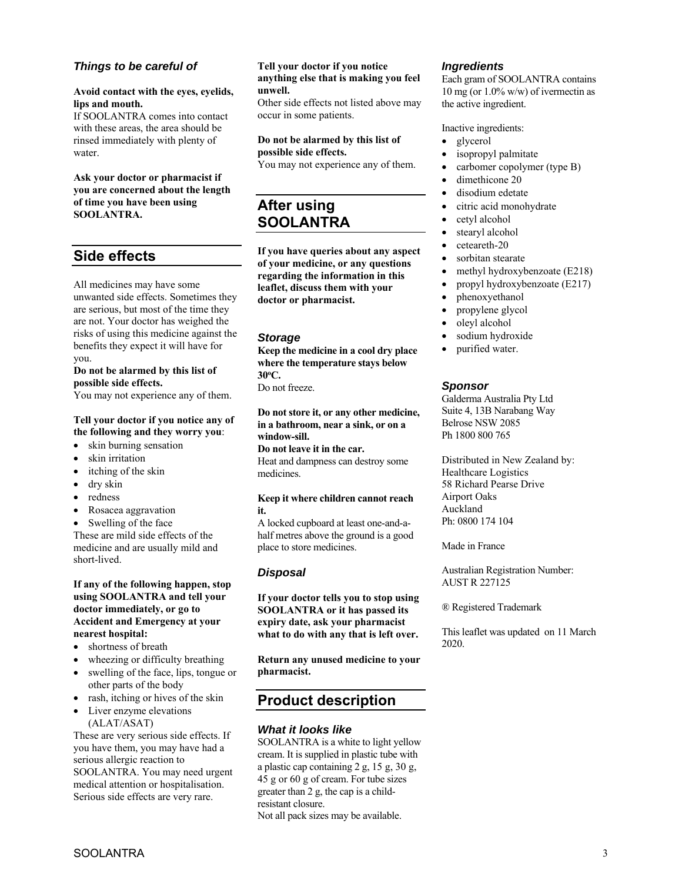### *Things to be careful of*

**Avoid contact with the eyes, eyelids, lips and mouth.**

If SOOLANTRA comes into contact with these areas, the area should be rinsed immediately with plenty of water.

**Ask your doctor or pharmacist if you are concerned about the length of time you have been using SOOLANTRA.**

## Side effects

All medicines may have some unwanted side effects. Sometimes they are serious, but most of the time they are not. Your doctor has weighed the risks of using this medicine against the benefits they expect it will have for you.

**Do not be alarmed by this list of possible side effects.**

You may not experience any of them.

**Tell your doctor if you notice any of the following and they worry you**:

- skin burning sensation
- skin irritation
- itching of the skin
- dry skin
- redness
- Rosacea aggravation
- Swelling of the face

These are mild side effects of the medicine and are usually mild and short-lived.

**If any of the following happen, stop using SOOLANTRA and tell your doctor immediately, or go to Accident and Emergency at your nearest hospital:**

- shortness of breath
- wheezing or difficulty breathing
- swelling of the face, lips, tongue or other parts of the body
- rash, itching or hives of the skin
- Liver enzyme elevations (ALAT/ASAT)

These are very serious side effects. If you have them, you may have had a serious allergic reaction to SOOLANTRA. You may need urgent medical attention or hospitalisation. Serious side effects are very rare.

**Tell your doctor if you notice anything else that is making you feel unwell.**

Other side effects not listed above may occur in some patients.

**Do not be alarmed by this list of possible side effects.**

You may not experience any of them.

## After using SOOLANTRA

**If you have queries about any aspect of your medicine, or any questions regarding the information in this leaflet, discuss them with your doctor or pharmacist.**

### *Storage*

**Keep the medicine in a cool dry place where the temperature stays below 30ºC.**

Do not freeze.

**Do not store it, or any other medicine, in a bathroom, near a sink, or on a window-sill.**

**Do not leave it in the car.**

Heat and dampness can destroy some medicines.

**Keep it where children cannot reach it.**

A locked cupboard at least one-and-a-half metres above the ground is a good place to store medicines.

### *Disposal*

**If your doctor tells you to stop using SOOLANTRA or it has passed its expiry date, ask your pharmacist what to do with any that is left over.**

**Return any unused medicine to your pharmacist.**

## Product description

### *What it looks like*

SOOLANTRA is a white to light yellow cream. It is supplied in plastic tube with a plastic cap containing 2 g, 15 g, 30 g, 45 g or 60 g of cream. For tube sizes greater than 2 g, the cap is a child-resistant closure.

Not all pack sizes may be available.

### *Ingredients*

Each gram of SOOLANTRA contains 10 mg (or 1.0% w/w) of ivermectin as the active ingredient.

Inactive ingredients:

- glycerol
- isopropyl palmitate
- carbomer copolymer (type B)
- dimethicone 20
- disodium edetate
- citric acid monohydrate
- cetyl alcohol
- stearyl alcohol
- ceteareth-20
- sorbitan stearate
- methyl hydroxybenzoate (E218)
- propyl hydroxybenzoate (E217)
- phenoxyethanol
- propylene glycol
- oleyl alcohol
- sodium hydroxide
- purified water.

### *Sponsor*

Galderma Australia Pty Ltd
Suite 4, 13B Narabang Way
Belrose NSW 2085
Ph 1800 800 765

Distributed in New Zealand by:
Healthcare Logistics
58 Richard Pearse Drive
Airport Oaks
Auckland
Ph: 0800 174 104

Made in France

Australian Registration Number:
AUST R 227125

® Registered Trademark

This leaflet was updated on 11 March 2020.